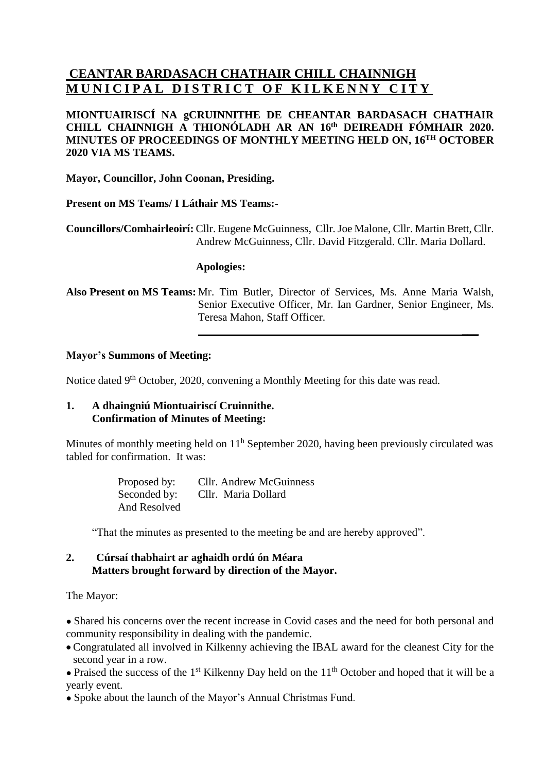# CEANTAR BARDASACH CHATHAIR CHILL CHAINNIGH
# MUNICIPAL DISTRICT OF KILKENNY CITY

**MIONTUAIRISCÍ NA gCRUINNITHE DE CHEANTAR BARDASACH CHATHAIR CHILL CHAINNIGH A THIONÓLADH AR AN 16th DEIREADH FÓMHAIR 2020. MINUTES OF PROCEEDINGS OF MONTHLY MEETING HELD ON, 16TH OCTOBER 2020 VIA MS TEAMS.**

**Mayor, Councillor, John Coonan, Presiding.**

**Present on MS Teams/ I Láthair MS Teams:-**

**Councillors/Comhairleoirí:** Cllr. Eugene McGuinness, Cllr. Joe Malone, Cllr. Martin Brett, Cllr. Andrew McGuinness, Cllr. David Fitzgerald. Cllr. Maria Dollard.

**Apologies:**

**Also Present on MS Teams:** Mr. Tim Butler, Director of Services, Ms. Anne Maria Walsh, Senior Executive Officer, Mr. Ian Gardner, Senior Engineer, Ms. Teresa Mahon, Staff Officer.

---

**Mayor's Summons of Meeting:**

Notice dated 9th October, 2020, convening a Monthly Meeting for this date was read.

**1. A dhaingniú Miontuairiscí Cruinnithe.**
**Confirmation of Minutes of Meeting:**

Minutes of monthly meeting held on 11h September 2020, having been previously circulated was tabled for confirmation. It was:

Proposed by: Cllr. Andrew McGuinness
Seconded by: Cllr. Maria Dollard
And Resolved

"That the minutes as presented to the meeting be and are hereby approved".

**2. Cúrsaí thabhairt ar aghaidh ordú ón Méara**
**Matters brought forward by direction of the Mayor.**

The Mayor:

- Shared his concerns over the recent increase in Covid cases and the need for both personal and community responsibility in dealing with the pandemic.
- Congratulated all involved in Kilkenny achieving the IBAL award for the cleanest City for the second year in a row.
- Praised the success of the 1st Kilkenny Day held on the 11th October and hoped that it will be a yearly event.
- Spoke about the launch of the Mayor's Annual Christmas Fund.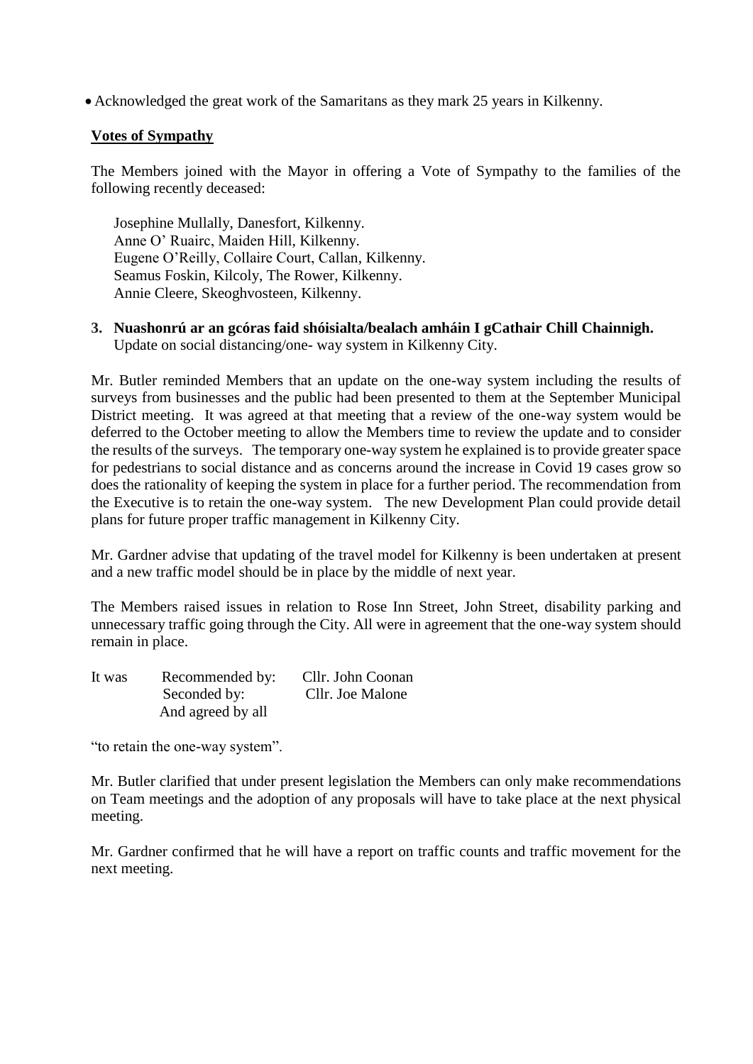- Acknowledged the great work of the Samaritans as they mark 25 years in Kilkenny.

**Votes of Sympathy**

The Members joined with the Mayor in offering a Vote of Sympathy to the families of the following recently deceased:

Josephine Mullally, Danesfort, Kilkenny.
Anne O' Ruairc, Maiden Hill, Kilkenny.
Eugene O'Reilly, Collaire Court, Callan, Kilkenny.
Seamus Foskin, Kilcoly, The Rower, Kilkenny.
Annie Cleere, Skeoghvosteen, Kilkenny.

**3. Nuashonrú ar an gcóras faid shóisialta/bealach amháin I gCathair Chill Chainnigh.**
Update on social distancing/one- way system in Kilkenny City.

Mr. Butler reminded Members that an update on the one-way system including the results of surveys from businesses and the public had been presented to them at the September Municipal District meeting. It was agreed at that meeting that a review of the one-way system would be deferred to the October meeting to allow the Members time to review the update and to consider the results of the surveys. The temporary one-way system he explained is to provide greater space for pedestrians to social distance and as concerns around the increase in Covid 19 cases grow so does the rationality of keeping the system in place for a further period. The recommendation from the Executive is to retain the one-way system. The new Development Plan could provide detail plans for future proper traffic management in Kilkenny City.

Mr. Gardner advise that updating of the travel model for Kilkenny is been undertaken at present and a new traffic model should be in place by the middle of next year.

The Members raised issues in relation to Rose Inn Street, John Street, disability parking and unnecessary traffic going through the City. All were in agreement that the one-way system should remain in place.

It was Recommended by: Cllr. John Coonan
Seconded by: Cllr. Joe Malone
And agreed by all

"to retain the one-way system".

Mr. Butler clarified that under present legislation the Members can only make recommendations on Team meetings and the adoption of any proposals will have to take place at the next physical meeting.

Mr. Gardner confirmed that he will have a report on traffic counts and traffic movement for the next meeting.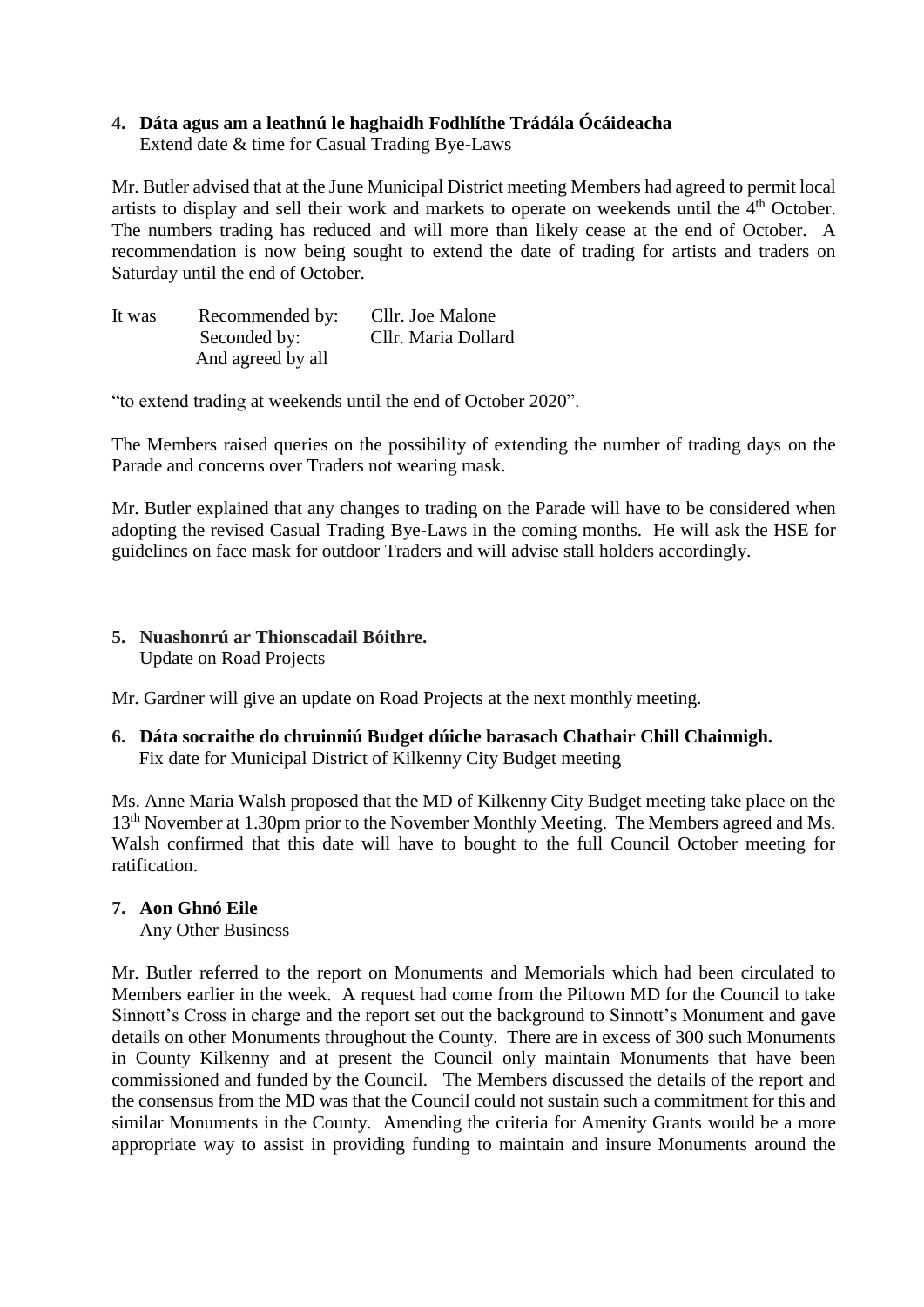**4. Dáta agus am a leathnú le haghaidh Fodhlíthe Trádála Ócáideacha**
Extend date & time for Casual Trading Bye-Laws

Mr. Butler advised that at the June Municipal District meeting Members had agreed to permit local artists to display and sell their work and markets to operate on weekends until the 4th October. The numbers trading has reduced and will more than likely cease at the end of October. A recommendation is now being sought to extend the date of trading for artists and traders on Saturday until the end of October.

It was Recommended by: Cllr. Joe Malone
Seconded by: Cllr. Maria Dollard
And agreed by all

"to extend trading at weekends until the end of October 2020".

The Members raised queries on the possibility of extending the number of trading days on the Parade and concerns over Traders not wearing mask.

Mr. Butler explained that any changes to trading on the Parade will have to be considered when adopting the revised Casual Trading Bye-Laws in the coming months. He will ask the HSE for guidelines on face mask for outdoor Traders and will advise stall holders accordingly.

**5. Nuashonrú ar Thionscadail Bóithre.**
Update on Road Projects

Mr. Gardner will give an update on Road Projects at the next monthly meeting.

**6. Dáta socraithe do chruinniú Budget dúiche barasach Chathair Chill Chainnigh.**
Fix date for Municipal District of Kilkenny City Budget meeting

Ms. Anne Maria Walsh proposed that the MD of Kilkenny City Budget meeting take place on the 13th November at 1.30pm prior to the November Monthly Meeting. The Members agreed and Ms. Walsh confirmed that this date will have to bought to the full Council October meeting for ratification.

**7. Aon Ghnó Eile**
Any Other Business

Mr. Butler referred to the report on Monuments and Memorials which had been circulated to Members earlier in the week. A request had come from the Piltown MD for the Council to take Sinnott's Cross in charge and the report set out the background to Sinnott's Monument and gave details on other Monuments throughout the County. There are in excess of 300 such Monuments in County Kilkenny and at present the Council only maintain Monuments that have been commissioned and funded by the Council. The Members discussed the details of the report and the consensus from the MD was that the Council could not sustain such a commitment for this and similar Monuments in the County. Amending the criteria for Amenity Grants would be a more appropriate way to assist in providing funding to maintain and insure Monuments around the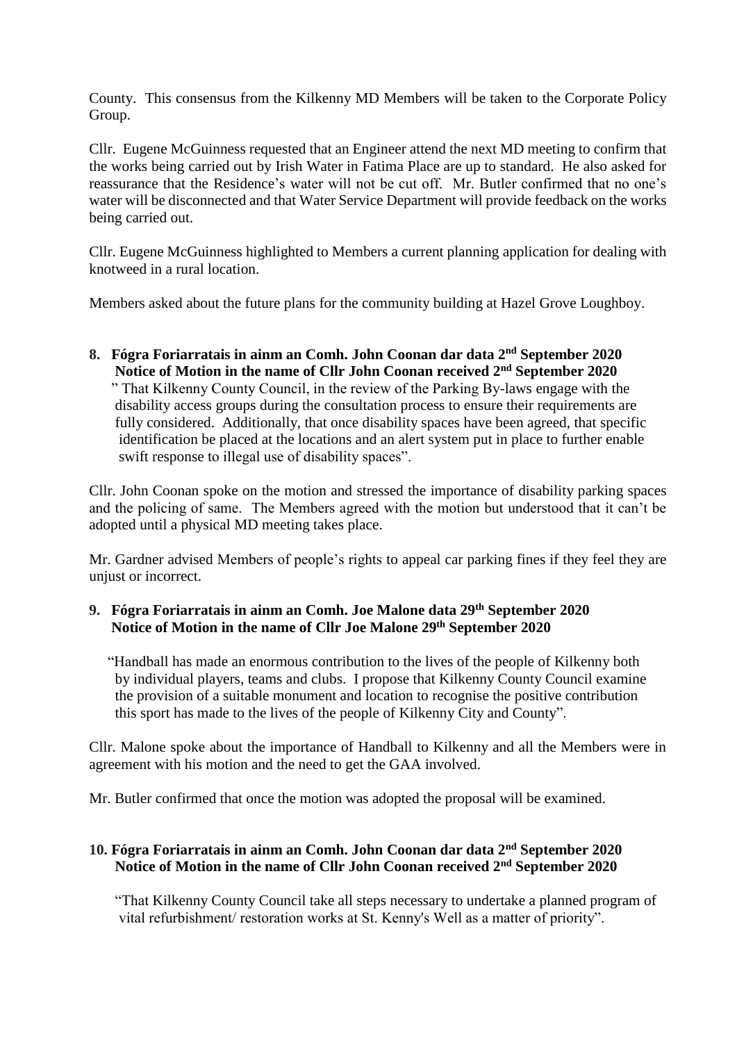County. This consensus from the Kilkenny MD Members will be taken to the Corporate Policy Group.

Cllr. Eugene McGuinness requested that an Engineer attend the next MD meeting to confirm that the works being carried out by Irish Water in Fatima Place are up to standard. He also asked for reassurance that the Residence's water will not be cut off. Mr. Butler confirmed that no one's water will be disconnected and that Water Service Department will provide feedback on the works being carried out.

Cllr. Eugene McGuinness highlighted to Members a current planning application for dealing with knotweed in a rural location.

Members asked about the future plans for the community building at Hazel Grove Loughboy.

**8. Fógra Foriarratais in ainm an Comh. John Coonan dar data 2nd September 2020**
**Notice of Motion in the name of Cllr John Coonan received 2nd September 2020**

" That Kilkenny County Council, in the review of the Parking By-laws engage with the disability access groups during the consultation process to ensure their requirements are fully considered. Additionally, that once disability spaces have been agreed, that specific identification be placed at the locations and an alert system put in place to further enable swift response to illegal use of disability spaces".

Cllr. John Coonan spoke on the motion and stressed the importance of disability parking spaces and the policing of same. The Members agreed with the motion but understood that it can't be adopted until a physical MD meeting takes place.

Mr. Gardner advised Members of people's rights to appeal car parking fines if they feel they are unjust or incorrect.

**9. Fógra Foriarratais in ainm an Comh. Joe Malone data 29th September 2020**
**Notice of Motion in the name of Cllr Joe Malone 29th September 2020**

"Handball has made an enormous contribution to the lives of the people of Kilkenny both by individual players, teams and clubs. I propose that Kilkenny County Council examine the provision of a suitable monument and location to recognise the positive contribution this sport has made to the lives of the people of Kilkenny City and County".

Cllr. Malone spoke about the importance of Handball to Kilkenny and all the Members were in agreement with his motion and the need to get the GAA involved.

Mr. Butler confirmed that once the motion was adopted the proposal will be examined.

**10. Fógra Foriarratais in ainm an Comh. John Coonan dar data 2nd September 2020**
**Notice of Motion in the name of Cllr John Coonan received 2nd September 2020**

"That Kilkenny County Council take all steps necessary to undertake a planned program of vital refurbishment/ restoration works at St. Kenny's Well as a matter of priority".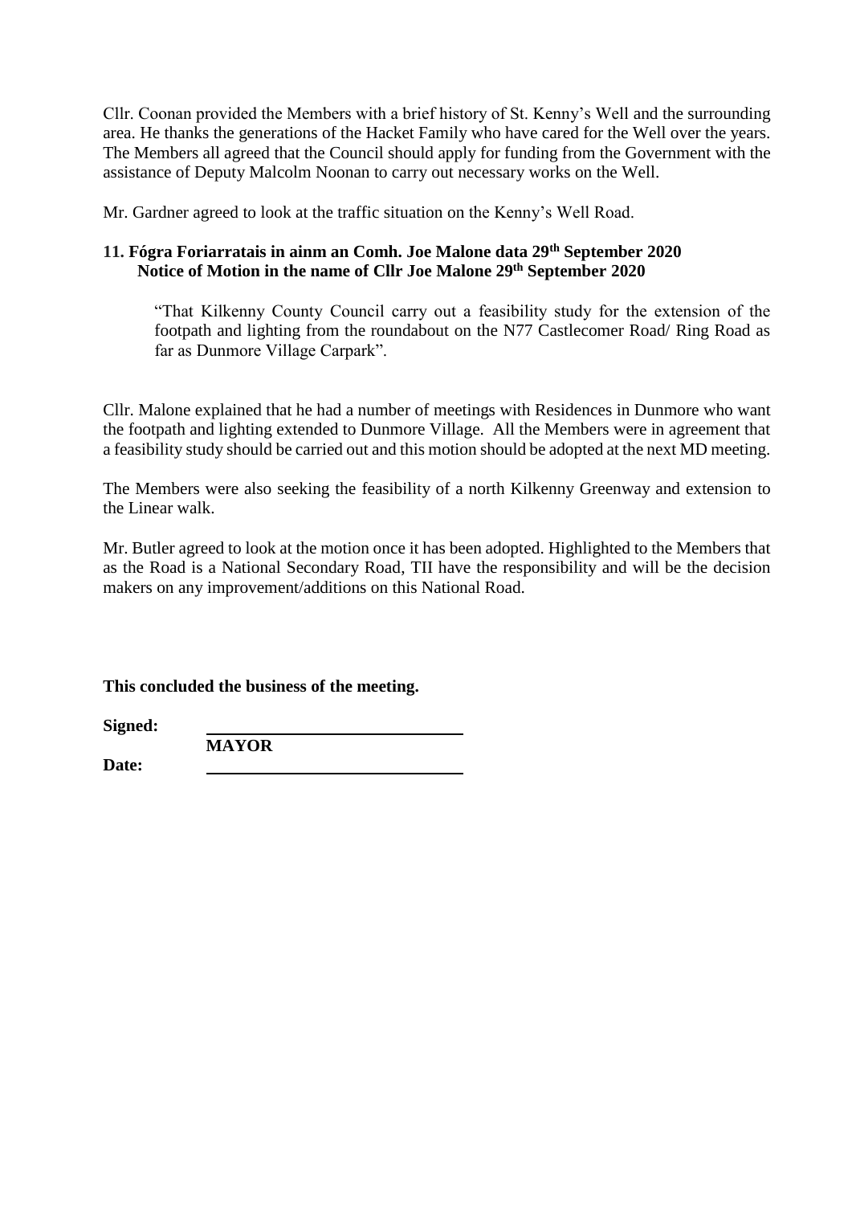Cllr. Coonan provided the Members with a brief history of St. Kenny's Well and the surrounding area. He thanks the generations of the Hacket Family who have cared for the Well over the years. The Members all agreed that the Council should apply for funding from the Government with the assistance of Deputy Malcolm Noonan to carry out necessary works on the Well.

Mr. Gardner agreed to look at the traffic situation on the Kenny's Well Road.

### 11. Fógra Foriarratais in ainm an Comh. Joe Malone data 29th September 2020
### Notice of Motion in the name of Cllr Joe Malone 29th September 2020

> "That Kilkenny County Council carry out a feasibility study for the extension of the footpath and lighting from the roundabout on the N77 Castlecomer Road/ Ring Road as far as Dunmore Village Carpark".

Cllr. Malone explained that he had a number of meetings with Residences in Dunmore who want the footpath and lighting extended to Dunmore Village. All the Members were in agreement that a feasibility study should be carried out and this motion should be adopted at the next MD meeting.

The Members were also seeking the feasibility of a north Kilkenny Greenway and extension to the Linear walk.

Mr. Butler agreed to look at the motion once it has been adopted. Highlighted to the Members that as the Road is a National Secondary Road, TII have the responsibility and will be the decision makers on any improvement/additions on this National Road.

**This concluded the business of the meeting.**

**Signed:** ______________________________
**MAYOR**

**Date:** ______________________________